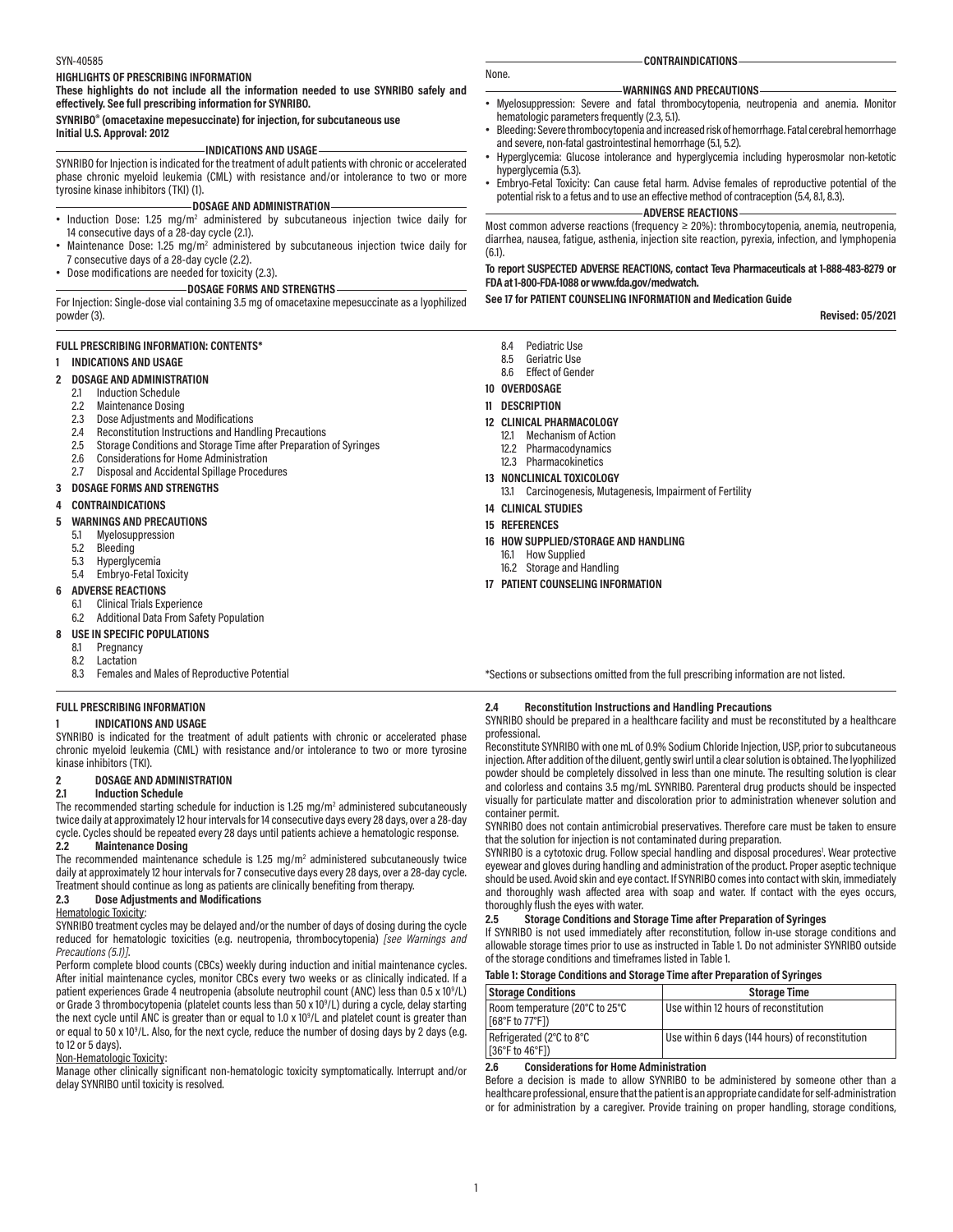SYN-40585

**HIGHLIGHTS OF PRESCRIBING INFORMATION**

**These highlights do not include all the information needed to use SYNRIBO safely and effectively. See full prescribing information for SYNRIBO.**

**SYNRIBO® (omacetaxine mepesuccinate) for injection, for subcutaneous use**
**Initial U.S. Approval: 2012**

**INDICATIONS AND USAGE**

SYNRIBO for Injection is indicated for the treatment of adult patients with chronic or accelerated phase chronic myeloid leukemia (CML) with resistance and/or intolerance to two or more tyrosine kinase inhibitors (TKI) (1).

**DOSAGE AND ADMINISTRATION**

- Induction Dose: 1.25 mg/m² administered by subcutaneous injection twice daily for 14 consecutive days of a 28-day cycle (2.1).
- Maintenance Dose: 1.25 mg/m² administered by subcutaneous injection twice daily for 7 consecutive days of a 28-day cycle (2.2).
- Dose modifications are needed for toxicity (2.3).

**DOSAGE FORMS AND STRENGTHS**

For Injection: Single-dose vial containing 3.5 mg of omacetaxine mepesuccinate as a lyophilized powder (3).

**CONTRAINDICATIONS**

None.

**WARNINGS AND PRECAUTIONS**

- Myelosuppression: Severe and fatal thrombocytopenia, neutropenia and anemia. Monitor hematologic parameters frequently (2.3, 5.1).
- Bleeding: Severe thrombocytopenia and increased risk of hemorrhage. Fatal cerebral hemorrhage and severe, non-fatal gastrointestinal hemorrhage (5.1, 5.2).
- Hyperglycemia: Glucose intolerance and hyperglycemia including hyperosmolar non-ketotic hyperglycemia (5.3).
- Embryo-Fetal Toxicity: Can cause fetal harm. Advise females of reproductive potential of the potential risk to a fetus and to use an effective method of contraception (5.4, 8.1, 8.3).

**ADVERSE REACTIONS**

Most common adverse reactions (frequency ≥ 20%): thrombocytopenia, anemia, neutropenia, diarrhea, nausea, fatigue, asthenia, injection site reaction, pyrexia, infection, and lymphopenia (6.1).

**To report SUSPECTED ADVERSE REACTIONS, contact Teva Pharmaceuticals at 1-888-483-8279 or FDA at 1-800-FDA-1088 or www.fda.gov/medwatch.**

**See 17 for PATIENT COUNSELING INFORMATION and Medication Guide**

**Revised: 05/2021**

**FULL PRESCRIBING INFORMATION: CONTENTS***

**1 INDICATIONS AND USAGE**

**2 DOSAGE AND ADMINISTRATION**
- 2.1 Induction Schedule
- 2.2 Maintenance Dosing
- 2.3 Dose Adjustments and Modifications
- 2.4 Reconstitution Instructions and Handling Precautions
- 2.5 Storage Conditions and Storage Time after Preparation of Syringes
- 2.6 Considerations for Home Administration
- 2.7 Disposal and Accidental Spillage Procedures

**3 DOSAGE FORMS AND STRENGTHS**

**4 CONTRAINDICATIONS**

**5 WARNINGS AND PRECAUTIONS**
- 5.1 Myelosuppression
- 5.2 Bleeding
- 5.3 Hyperglycemia
- 5.4 Embryo-Fetal Toxicity

**6 ADVERSE REACTIONS**
- 6.1 Clinical Trials Experience
- 6.2 Additional Data From Safety Population

**8 USE IN SPECIFIC POPULATIONS**
- 8.1 Pregnancy
- 8.2 Lactation
- 8.3 Females and Males of Reproductive Potential
- 8.4 Pediatric Use
- 8.5 Geriatric Use
- 8.6 Effect of Gender

**10 OVERDOSAGE**

**11 DESCRIPTION**

**12 CLINICAL PHARMACOLOGY**
- 12.1 Mechanism of Action
- 12.2 Pharmacodynamics
- 12.3 Pharmacokinetics

**13 NONCLINICAL TOXICOLOGY**
- 13.1 Carcinogenesis, Mutagenesis, Impairment of Fertility

**14 CLINICAL STUDIES**

**15 REFERENCES**

**16 HOW SUPPLIED/STORAGE AND HANDLING**
- 16.1 How Supplied
- 16.2 Storage and Handling

**17 PATIENT COUNSELING INFORMATION**

*Sections or subsections omitted from the full prescribing information are not listed.

## FULL PRESCRIBING INFORMATION

## 1 INDICATIONS AND USAGE

SYNRIBO is indicated for the treatment of adult patients with chronic or accelerated phase chronic myeloid leukemia (CML) with resistance and/or intolerance to two or more tyrosine kinase inhibitors (TKI).

## 2 DOSAGE AND ADMINISTRATION

### 2.1 Induction Schedule

The recommended starting schedule for induction is 1.25 mg/m² administered subcutaneously twice daily at approximately 12 hour intervals for 14 consecutive days every 28 days, over a 28-day cycle. Cycles should be repeated every 28 days until patients achieve a hematologic response.

### 2.2 Maintenance Dosing

The recommended maintenance schedule is 1.25 mg/m² administered subcutaneously twice daily at approximately 12 hour intervals for 7 consecutive days every 28 days, over a 28-day cycle. Treatment should continue as long as patients are clinically benefiting from therapy.

### 2.3 Dose Adjustments and Modifications

Hematologic Toxicity:

SYNRIBO treatment cycles may be delayed and/or the number of days of dosing during the cycle reduced for hematologic toxicities (e.g. neutropenia, thrombocytopenia) *[see Warnings and Precautions (5.1)]*.

Perform complete blood counts (CBCs) weekly during induction and initial maintenance cycles. After initial maintenance cycles, monitor CBCs every two weeks or as clinically indicated. If a patient experiences Grade 4 neutropenia (absolute neutrophil count (ANC) less than 0.5 x $10^9$/L) or Grade 3 thrombocytopenia (platelet counts less than 50 x $10^9$/L) during a cycle, delay starting the next cycle until ANC is greater than or equal to 1.0 x $10^9$/L and platelet count is greater than or equal to 50 x $10^9$/L. Also, for the next cycle, reduce the number of dosing days by 2 days (e.g. to 12 or 5 days).

Non-Hematologic Toxicity:

Manage other clinically significant non-hematologic toxicity symptomatically. Interrupt and/or delay SYNRIBO until toxicity is resolved.

### 2.4 Reconstitution Instructions and Handling Precautions

SYNRIBO should be prepared in a healthcare facility and must be reconstituted by a healthcare professional.

Reconstitute SYNRIBO with one mL of 0.9% Sodium Chloride Injection, USP, prior to subcutaneous injection. After addition of the diluent, gently swirl until a clear solution is obtained. The lyophilized powder should be completely dissolved in less than one minute. The resulting solution is clear and colorless and contains 3.5 mg/mL SYNRIBO. Parenteral drug products should be inspected visually for particulate matter and discoloration prior to administration whenever solution and container permit.

SYNRIBO does not contain antimicrobial preservatives. Therefore care must be taken to ensure that the solution for injection is not contaminated during preparation.

SYNRIBO is a cytotoxic drug. Follow special handling and disposal procedures[1]. Wear protective eyewear and gloves during handling and administration of the product. Proper aseptic technique should be used. Avoid skin and eye contact. If SYNRIBO comes into contact with skin, immediately and thoroughly wash affected area with soap and water. If contact with the eyes occurs, thoroughly flush the eyes with water.

### 2.5 Storage Conditions and Storage Time after Preparation of Syringes

If SYNRIBO is not used immediately after reconstitution, follow in-use storage conditions and allowable storage times prior to use as instructed in Table 1. Do not administer SYNRIBO outside of the storage conditions and timeframes listed in Table 1.

**Table 1: Storage Conditions and Storage Time after Preparation of Syringes**

| Storage Conditions | Storage Time |
|---|---|
| Room temperature (20°C to 25°C [68°F to 77°F]) | Use within 12 hours of reconstitution |
| Refrigerated (2°C to 8°C [36°F to 46°F]) | Use within 6 days (144 hours) of reconstitution |

### 2.6 Considerations for Home Administration

Before a decision is made to allow SYNRIBO to be administered by someone other than a healthcare professional, ensure that the patient is an appropriate candidate for self-administration or for administration by a caregiver. Provide training on proper handling, storage conditions,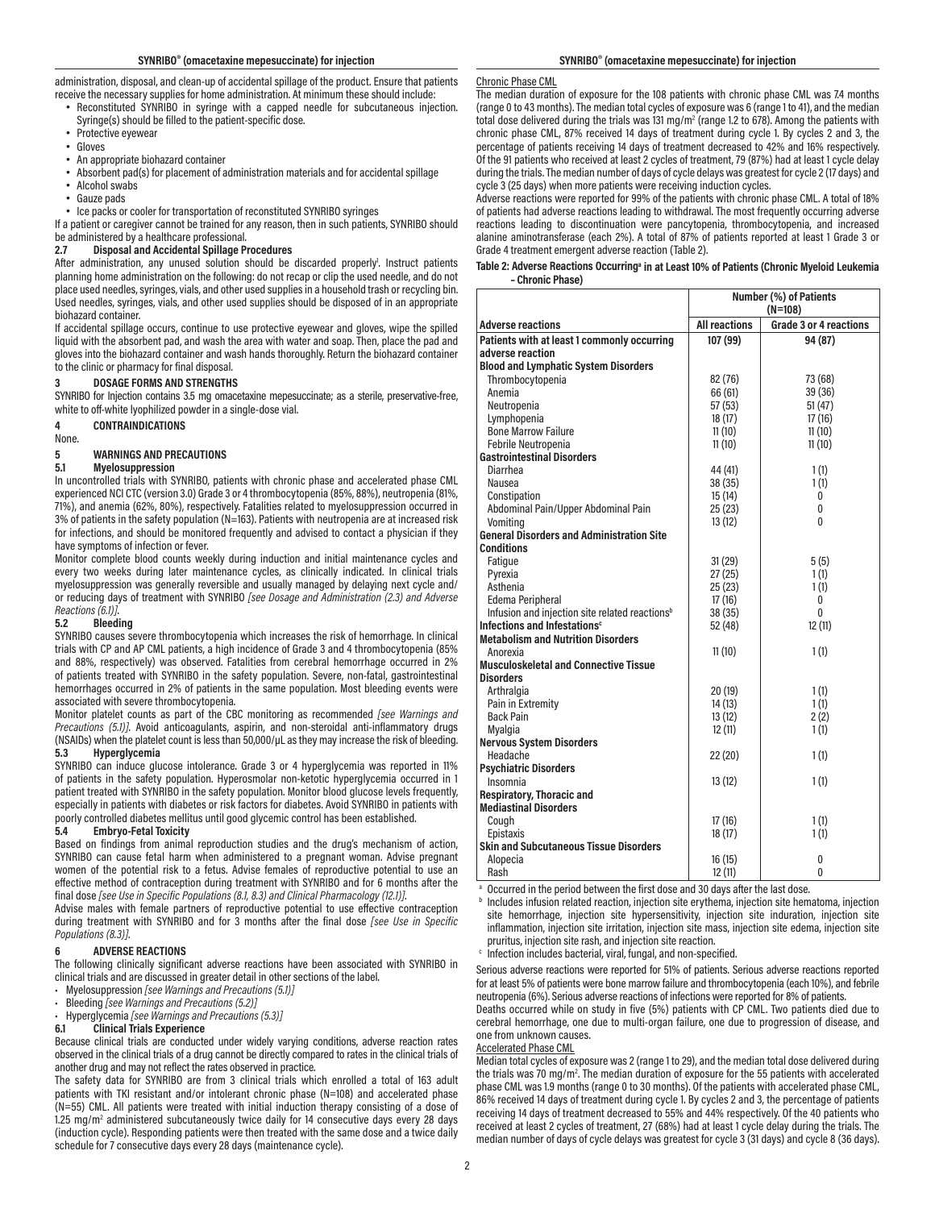administration, disposal, and clean-up of accidental spillage of the product. Ensure that patients receive the necessary supplies for home administration. At minimum these should include:

- Reconstituted SYNRIBO in syringe with a capped needle for subcutaneous injection. Syringe(s) should be filled to the patient-specific dose.
- Protective eyewear
- Gloves
- An appropriate biohazard container
- Absorbent pad(s) for placement of administration materials and for accidental spillage
- Alcohol swabs
- Gauze pads
- Ice packs or cooler for transportation of reconstituted SYNRIBO syringes

If a patient or caregiver cannot be trained for any reason, then in such patients, SYNRIBO should be administered by a healthcare professional.

### 2.7 Disposal and Accidental Spillage Procedures

After administration, any unused solution should be discarded properly[1]. Instruct patients planning home administration on the following: do not recap or clip the used needle, and do not place used needles, syringes, vials, and other used supplies in a household trash or recycling bin. Used needles, syringes, vials, and other used supplies should be disposed of in an appropriate biohazard container.

If accidental spillage occurs, continue to use protective eyewear and gloves, wipe the spilled liquid with the absorbent pad, and wash the area with water and soap. Then, place the pad and gloves into the biohazard container and wash hands thoroughly. Return the biohazard container to the clinic or pharmacy for final disposal.

## 3 DOSAGE FORMS AND STRENGTHS

SYNRIBO for Injection contains 3.5 mg omacetaxine mepesuccinate; as a sterile, preservative-free, white to off-white lyophilized powder in a single-dose vial.

## 4 CONTRAINDICATIONS

None.

## 5 WARNINGS AND PRECAUTIONS

### 5.1 Myelosuppression

In uncontrolled trials with SYNRIBO, patients with chronic phase and accelerated phase CML experienced NCI CTC (version 3.0) Grade 3 or 4 thrombocytopenia (85%, 88%), neutropenia (81%, 71%), and anemia (62%, 80%), respectively. Fatalities related to myelosuppression occurred in 3% of patients in the safety population (N=163). Patients with neutropenia are at increased risk for infections, and should be monitored frequently and advised to contact a physician if they have symptoms of infection or fever.

Monitor complete blood counts weekly during induction and initial maintenance cycles and every two weeks during later maintenance cycles, as clinically indicated. In clinical trials myelosuppression was generally reversible and usually managed by delaying next cycle and/or reducing days of treatment with SYNRIBO *[see Dosage and Administration (2.3) and Adverse Reactions (6.1)]*.

### 5.2 Bleeding

SYNRIBO causes severe thrombocytopenia which increases the risk of hemorrhage. In clinical trials with CP and AP CML patients, a high incidence of Grade 3 and 4 thrombocytopenia (85% and 88%, respectively) was observed. Fatalities from cerebral hemorrhage occurred in 2% of patients treated with SYNRIBO in the safety population. Severe, non-fatal, gastrointestinal hemorrhages occurred in 2% of patients in the same population. Most bleeding events were associated with severe thrombocytopenia.

Monitor platelet counts as part of the CBC monitoring as recommended *[see Warnings and Precautions (5.1)]*. Avoid anticoagulants, aspirin, and non-steroidal anti-inflammatory drugs (NSAIDs) when the platelet count is less than 50,000/µL as they may increase the risk of bleeding.

### 5.3 Hyperglycemia

SYNRIBO can induce glucose intolerance. Grade 3 or 4 hyperglycemia was reported in 11% of patients in the safety population. Hyperosmolar non-ketotic hyperglycemia occurred in 1 patient treated with SYNRIBO in the safety population. Monitor blood glucose levels frequently, especially in patients with diabetes or risk factors for diabetes. Avoid SYNRIBO in patients with poorly controlled diabetes mellitus until good glycemic control has been established.

### 5.4 Embryo-Fetal Toxicity

Based on findings from animal reproduction studies and the drug's mechanism of action, SYNRIBO can cause fetal harm when administered to a pregnant woman. Advise pregnant women of the potential risk to a fetus. Advise females of reproductive potential to use an effective method of contraception during treatment with SYNRIBO and for 6 months after the final dose *[see Use in Specific Populations (8.1, 8.3) and Clinical Pharmacology (12.1)]*.

Advise males with female partners of reproductive potential to use effective contraception during treatment with SYNRIBO and for 3 months after the final dose *[see Use in Specific Populations (8.3)]*.

## 6 ADVERSE REACTIONS

The following clinically significant adverse reactions have been associated with SYNRIBO in clinical trials and are discussed in greater detail in other sections of the label.

- Myelosuppression *[see Warnings and Precautions (5.1)]*
- Bleeding *[see Warnings and Precautions (5.2)]*
- Hyperglycemia *[see Warnings and Precautions (5.3)]*

### 6.1 Clinical Trials Experience

Because clinical trials are conducted under widely varying conditions, adverse reaction rates observed in the clinical trials of a drug cannot be directly compared to rates in the clinical trials of another drug and may not reflect the rates observed in practice.

The safety data for SYNRIBO are from 3 clinical trials which enrolled a total of 163 adult patients with TKI resistant and/or intolerant chronic phase (N=108) and accelerated phase (N=55) CML. All patients were treated with initial induction therapy consisting of a dose of 1.25 mg/m² administered subcutaneously twice daily for 14 consecutive days every 28 days (induction cycle). Responding patients were then treated with the same dose and a twice daily schedule for 7 consecutive days every 28 days (maintenance cycle).

Chronic Phase CML

The median duration of exposure for the 108 patients with chronic phase CML was 7.4 months (range 0 to 43 months). The median total cycles of exposure was 6 (range 1 to 41), and the median total dose delivered during the trials was 131 mg/m² (range 1.2 to 678). Among the patients with chronic phase CML, 87% received 14 days of treatment during cycle 1. By cycles 2 and 3, the percentage of patients receiving 14 days of treatment decreased to 42% and 16% respectively. Of the 91 patients who received at least 2 cycles of treatment, 79 (87%) had at least 1 cycle delay during the trials. The median number of days of cycle delays was greatest for cycle 2 (17 days) and cycle 3 (25 days) when more patients were receiving induction cycles.

Adverse reactions were reported for 99% of the patients with chronic phase CML. A total of 18% of patients had adverse reactions leading to withdrawal. The most frequently occurring adverse reactions leading to discontinuation were pancytopenia, thrombocytopenia, and increased alanine aminotransferase (each 2%). A total of 87% of patients reported at least 1 Grade 3 or Grade 4 treatment emergent adverse reaction (Table 2).

**Table 2: Adverse Reactions Occurring[a] in at Least 10% of Patients (Chronic Myeloid Leukemia – Chronic Phase)**

| | Number (%) of Patients (N=108) | |
|---|---|---|
| **Adverse reactions** | **All reactions** | **Grade 3 or 4 reactions** |
| **Patients with at least 1 commonly occurring adverse reaction** | **107 (99)** | **94 (87)** |
| **Blood and Lymphatic System Disorders** | | |
| Thrombocytopenia | 82 (76) | 73 (68) |
| Anemia | 66 (61) | 39 (36) |
| Neutropenia | 57 (53) | 51 (47) |
| Lymphopenia | 18 (17) | 17 (16) |
| Bone Marrow Failure | 11 (10) | 11 (10) |
| Febrile Neutropenia | 11 (10) | 11 (10) |
| **Gastrointestinal Disorders** | | |
| Diarrhea | 44 (41) | 1 (1) |
| Nausea | 38 (35) | 1 (1) |
| Constipation | 15 (14) | 0 |
| Abdominal Pain/Upper Abdominal Pain | 25 (23) | 0 |
| Vomiting | 13 (12) | 0 |
| **General Disorders and Administration Site Conditions** | | |
| Fatigue | 31 (29) | 5 (5) |
| Pyrexia | 27 (25) | 1 (1) |
| Asthenia | 25 (23) | 1 (1) |
| Edema Peripheral | 17 (16) | 0 |
| Infusion and injection site related reactions[b] | 38 (35) | 0 |
| **Infections and Infestations[c]** | 52 (48) | 12 (11) |
| **Metabolism and Nutrition Disorders** | | |
| Anorexia | 11 (10) | 1 (1) |
| **Musculoskeletal and Connective Tissue Disorders** | | |
| Arthralgia | 20 (19) | 1 (1) |
| Pain in Extremity | 14 (13) | 1 (1) |
| Back Pain | 13 (12) | 2 (2) |
| Myalgia | 12 (11) | 1 (1) |
| **Nervous System Disorders** | | |
| Headache | 22 (20) | 1 (1) |
| **Psychiatric Disorders** | | |
| Insomnia | 13 (12) | 1 (1) |
| **Respiratory, Thoracic and Mediastinal Disorders** | | |
| Cough | 17 (16) | 1 (1) |
| Epistaxis | 18 (17) | 1 (1) |
| **Skin and Subcutaneous Tissue Disorders** | | |
| Alopecia | 16 (15) | 0 |
| Rash | 12 (11) | 0 |

[a] Occurred in the period between the first dose and 30 days after the last dose.

[b] Includes infusion related reaction, injection site erythema, injection site hematoma, injection site hemorrhage, injection site hypersensitivity, injection site induration, injection site inflammation, injection site irritation, injection site mass, injection site edema, injection site pruritus, injection site rash, and injection site reaction.

[c] Infection includes bacterial, viral, fungal, and non-specified.

Serious adverse reactions were reported for 51% of patients. Serious adverse reactions reported for at least 5% of patients were bone marrow failure and thrombocytopenia (each 10%), and febrile neutropenia (6%). Serious adverse reactions of infections were reported for 8% of patients.

Deaths occurred while on study in five (5%) patients with CP CML. Two patients died due to cerebral hemorrhage, one due to multi-organ failure, one due to progression of disease, and one from unknown causes.

Accelerated Phase CML

Median total cycles of exposure was 2 (range 1 to 29), and the median total dose delivered during the trials was 70 mg/m². The median duration of exposure for the 55 patients with accelerated phase CML was 1.9 months (range 0 to 30 months). Of the patients with accelerated phase CML, 86% received 14 days of treatment during cycle 1. By cycles 2 and 3, the percentage of patients receiving 14 days of treatment decreased to 55% and 44% respectively. Of the 40 patients who received at least 2 cycles of treatment, 27 (68%) had at least 1 cycle delay during the trials. The median number of days of cycle delays was greatest for cycle 3 (31 days) and cycle 8 (36 days).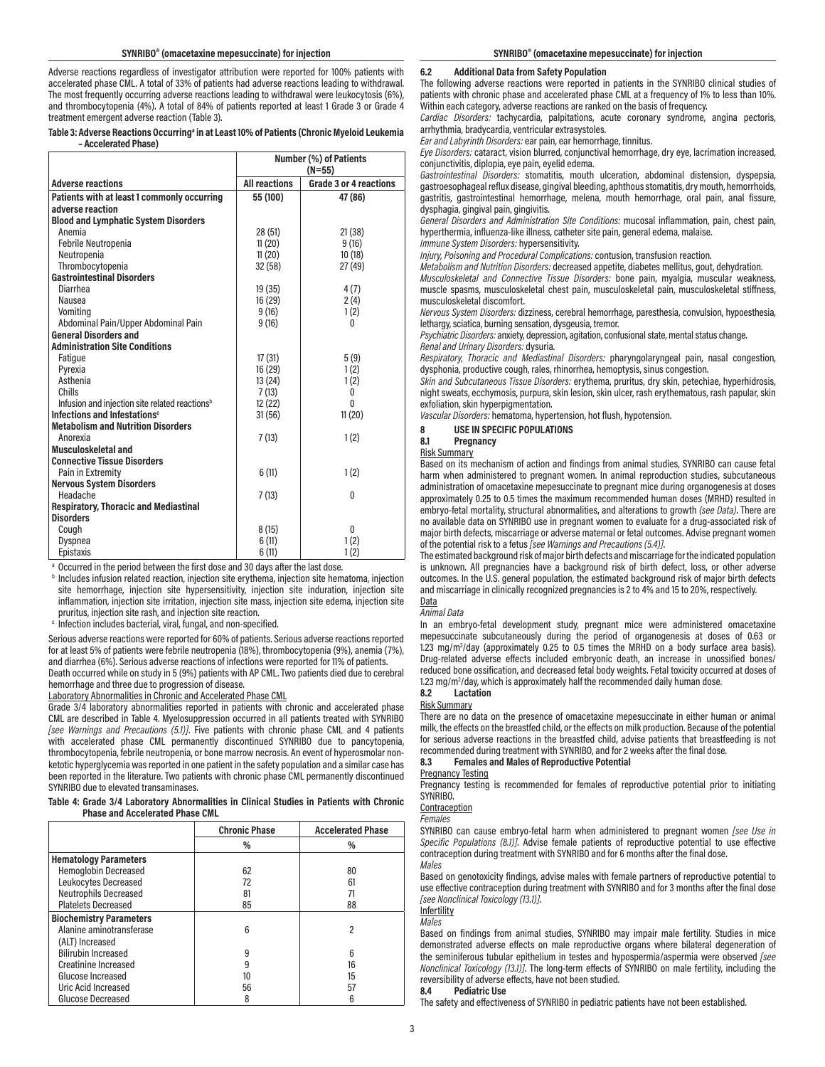Adverse reactions regardless of investigator attribution were reported for 100% patients with accelerated phase CML. A total of 33% of patients had adverse reactions leading to withdrawal. The most frequently occurring adverse reactions leading to withdrawal were leukocytosis (6%), and thrombocytopenia (4%). A total of 84% of patients reported at least 1 Grade 3 or Grade 4 treatment emergent adverse reaction (Table 3).

**Table 3: Adverse Reactions Occurring[a] in at Least 10% of Patients (Chronic Myeloid Leukemia – Accelerated Phase)**

| | Number (%) of Patients (N=55) | |
|---|---|---|
| **Adverse reactions** | **All reactions** | **Grade 3 or 4 reactions** |
| **Patients with at least 1 commonly occurring adverse reaction** | **55 (100)** | **47 (86)** |
| **Blood and Lymphatic System Disorders** | | |
| Anemia | 28 (51) | 21 (38) |
| Febrile Neutropenia | 11 (20) | 9 (16) |
| Neutropenia | 11 (20) | 10 (18) |
| Thrombocytopenia | 32 (58) | 27 (49) |
| **Gastrointestinal Disorders** | | |
| Diarrhea | 19 (35) | 4 (7) |
| Nausea | 16 (29) | 2 (4) |
| Vomiting | 9 (16) | 1 (2) |
| Abdominal Pain/Upper Abdominal Pain | 9 (16) | 0 |
| **General Disorders and Administration Site Conditions** | | |
| Fatigue | 17 (31) | 5 (9) |
| Pyrexia | 16 (29) | 1 (2) |
| Asthenia | 13 (24) | 1 (2) |
| Chills | 7 (13) | 0 |
| Infusion and injection site related reactions[b] | 12 (22) | 0 |
| **Infections and Infestations[c]** | 31 (56) | 11 (20) |
| **Metabolism and Nutrition Disorders** | | |
| Anorexia | 7 (13) | 1 (2) |
| **Musculoskeletal and Connective Tissue Disorders** | | |
| Pain in Extremity | 6 (11) | 1 (2) |
| **Nervous System Disorders** | | |
| Headache | 7 (13) | 0 |
| **Respiratory, Thoracic and Mediastinal Disorders** | | |
| Cough | 8 (15) | 0 |
| Dyspnea | 6 (11) | 1 (2) |
| Epistaxis | 6 (11) | 1 (2) |

[a] Occurred in the period between the first dose and 30 days after the last dose.

[b] Includes infusion related reaction, injection site erythema, injection site hematoma, injection site hemorrhage, injection site hypersensitivity, injection site induration, injection site inflammation, injection site irritation, injection site mass, injection site edema, injection site pruritus, injection site rash, and injection site reaction.

[c] Infection includes bacterial, viral, fungal, and non-specified.

Serious adverse reactions were reported for 60% of patients. Serious adverse reactions reported for at least 5% of patients were febrile neutropenia (18%), thrombocytopenia (9%), anemia (7%), and diarrhea (6%). Serious adverse reactions of infections were reported for 11% of patients.

Death occurred while on study in 5 (9%) patients with AP CML. Two patients died due to cerebral hemorrhage and three due to progression of disease.

Laboratory Abnormalities in Chronic and Accelerated Phase CML

Grade 3/4 laboratory abnormalities reported in patients with chronic and accelerated phase CML are described in Table 4. Myelosuppression occurred in all patients treated with SYNRIBO *[see Warnings and Precautions (5.1)]*. Five patients with chronic phase CML and 4 patients with accelerated phase CML permanently discontinued SYNRIBO due to pancytopenia, thrombocytopenia, febrile neutropenia, or bone marrow necrosis. An event of hyperosmolar non-ketotic hyperglycemia was reported in one patient in the safety population and a similar case has been reported in the literature. Two patients with chronic phase CML permanently discontinued SYNRIBO due to elevated transaminases.

**Table 4: Grade 3/4 Laboratory Abnormalities in Clinical Studies in Patients with Chronic Phase and Accelerated Phase CML**

| | Chronic Phase | Accelerated Phase |
|---|---|---|
| | % | % |
| **Hematology Parameters** | | |
| Hemoglobin Decreased | 62 | 80 |
| Leukocytes Decreased | 72 | 61 |
| Neutrophils Decreased | 81 | 71 |
| Platelets Decreased | 85 | 88 |
| **Biochemistry Parameters** | | |
| Alanine aminotransferase (ALT) Increased | 6 | 2 |
| Bilirubin Increased | 9 | 6 |
| Creatinine Increased | 9 | 16 |
| Glucose Increased | 10 | 15 |
| Uric Acid Increased | 56 | 57 |
| Glucose Decreased | 8 | 6 |

### 6.2 Additional Data from Safety Population

The following adverse reactions were reported in patients in the SYNRIBO clinical studies of patients with chronic phase and accelerated phase CML at a frequency of 1% to less than 10%. Within each category, adverse reactions are ranked on the basis of frequency.

*Cardiac Disorders:* tachycardia, palpitations, acute coronary syndrome, angina pectoris, arrhythmia, bradycardia, ventricular extrasystoles.

*Ear and Labyrinth Disorders:* ear pain, ear hemorrhage, tinnitus.

*Eye Disorders:* cataract, vision blurred, conjunctival hemorrhage, dry eye, lacrimation increased, conjunctivitis, diplopia, eye pain, eyelid edema.

*Gastrointestinal Disorders:* stomatitis, mouth ulceration, abdominal distension, dyspepsia, gastroesophageal reflux disease, gingival bleeding, aphthous stomatitis, dry mouth, hemorrhoids, gastritis, gastrointestinal hemorrhage, melena, mouth hemorrhage, oral pain, anal fissure, dysphagia, gingival pain, gingivitis.

*General Disorders and Administration Site Conditions:* mucosal inflammation, pain, chest pain, hyperthermia, influenza-like illness, catheter site pain, general edema, malaise.

*Immune System Disorders:* hypersensitivity.

*Injury, Poisoning and Procedural Complications:* contusion, transfusion reaction.

*Metabolism and Nutrition Disorders:* decreased appetite, diabetes mellitus, gout, dehydration.

*Musculoskeletal and Connective Tissue Disorders:* bone pain, myalgia, muscular weakness, muscle spasms, musculoskeletal chest pain, musculoskeletal pain, musculoskeletal stiffness, musculoskeletal discomfort.

*Nervous System Disorders:* dizziness, cerebral hemorrhage, paresthesia, convulsion, hypoesthesia, lethargy, sciatica, burning sensation, dysgeusia, tremor.

*Psychiatric Disorders:* anxiety, depression, agitation, confusional state, mental status change.

*Renal and Urinary Disorders:* dysuria.

*Respiratory, Thoracic and Mediastinal Disorders:* pharyngolaryngeal pain, nasal congestion, dysphonia, productive cough, rales, rhinorrhea, hemoptysis, sinus congestion.

*Skin and Subcutaneous Tissue Disorders:* erythema, pruritus, dry skin, petechiae, hyperhidrosis, night sweats, ecchymosis, purpura, skin lesion, skin ulcer, rash erythematous, rash papular, skin exfoliation, skin hyperpigmentation.

*Vascular Disorders:* hematoma, hypertension, hot flush, hypotension.

## 8 USE IN SPECIFIC POPULATIONS

### 8.1 Pregnancy

Risk Summary

Based on its mechanism of action and findings from animal studies, SYNRIBO can cause fetal harm when administered to pregnant women. In animal reproduction studies, subcutaneous administration of omacetaxine mepesuccinate to pregnant mice during organogenesis at doses approximately 0.25 to 0.5 times the maximum recommended human doses (MRHD) resulted in embryo-fetal mortality, structural abnormalities, and alterations to growth *(see Data)*. There are no available data on SYNRIBO use in pregnant women to evaluate for a drug-associated risk of major birth defects, miscarriage or adverse maternal or fetal outcomes. Advise pregnant women of the potential risk to a fetus *[see Warnings and Precautions (5.4)]*.

The estimated background risk of major birth defects and miscarriage for the indicated population is unknown. All pregnancies have a background risk of birth defect, loss, or other adverse outcomes. In the U.S. general population, the estimated background risk of major birth defects and miscarriage in clinically recognized pregnancies is 2 to 4% and 15 to 20%, respectively.

Data

*Animal Data*

In an embryo-fetal development study, pregnant mice were administered omacetaxine mepesuccinate subcutaneously during the period of organogenesis at doses of 0.63 or 1.23 mg/m$^2$/day (approximately 0.25 to 0.5 times the MRHD on a body surface area basis). Drug-related adverse effects included embryonic death, an increase in unossified bones/reduced bone ossification, and decreased fetal body weights. Fetal toxicity occurred at doses of 1.23 mg/m$^2$/day, which is approximately half the recommended daily human dose.

### 8.2 Lactation

Risk Summary

There are no data on the presence of omacetaxine mepesuccinate in either human or animal milk, the effects on the breastfed child, or the effects on milk production. Because of the potential for serious adverse reactions in the breastfed child, advise patients that breastfeeding is not recommended during treatment with SYNRIBO, and for 2 weeks after the final dose.

### 8.3 Females and Males of Reproductive Potential

Pregnancy Testing

Pregnancy testing is recommended for females of reproductive potential prior to initiating SYNRIBO.

Contraception

*Females*

SYNRIBO can cause embryo-fetal harm when administered to pregnant women *[see Use in Specific Populations (8.1)]*. Advise female patients of reproductive potential to use effective contraception during treatment with SYNRIBO and for 6 months after the final dose.

*Males*

Based on genotoxicity findings, advise males with female partners of reproductive potential to use effective contraception during treatment with SYNRIBO and for 3 months after the final dose *[see Nonclinical Toxicology (13.1)]*.

Infertility

*Males*

Based on findings from animal studies, SYNRIBO may impair male fertility. Studies in mice demonstrated adverse effects on male reproductive organs where bilateral degeneration of the seminiferous tubular epithelium in testes and hypospermia/aspermia were observed *[see Nonclinical Toxicology (13.1)]*. The long-term effects of SYNRIBO on male fertility, including the reversibility of adverse effects, have not been studied.

### 8.4 Pediatric Use

The safety and effectiveness of SYNRIBO in pediatric patients have not been established.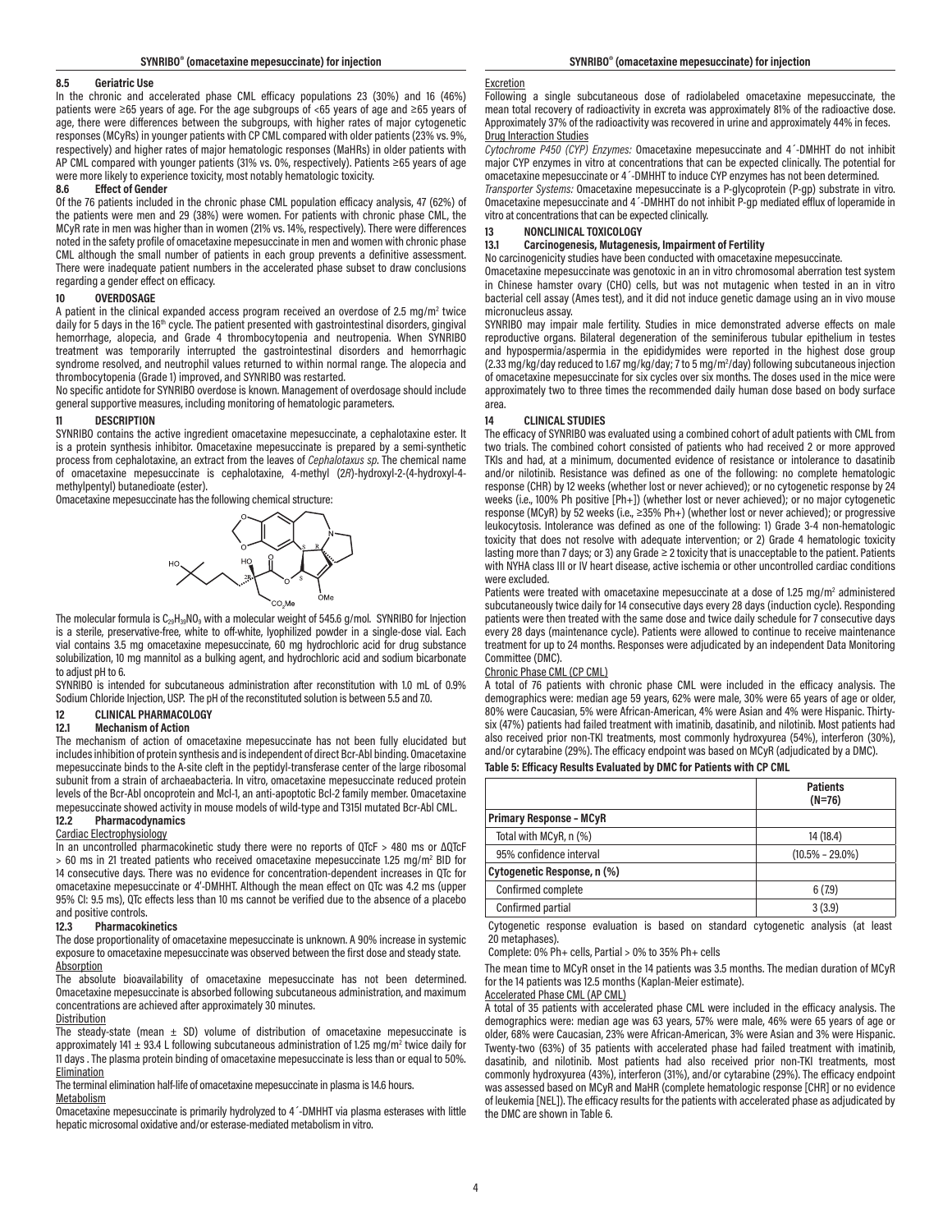### 8.5 Geriatric Use

In the chronic and accelerated phase CML efficacy populations 23 (30%) and 16 (46%) patients were ≥65 years of age. For the age subgroups of <65 years of age and ≥65 years of age, there were differences between the subgroups, with higher rates of major cytogenetic responses (MCyRs) in younger patients with CP CML compared with older patients (23% vs. 9%, respectively) and higher rates of major hematologic responses (MaHRs) in older patients with AP CML compared with younger patients (31% vs. 0%, respectively). Patients ≥65 years of age were more likely to experience toxicity, most notably hematologic toxicity.

### 8.6 Effect of Gender

Of the 76 patients included in the chronic phase CML population efficacy analysis, 47 (62%) of the patients were men and 29 (38%) were women. For patients with chronic phase CML, the MCyR rate in men was higher than in women (21% vs. 14%, respectively). There were differences noted in the safety profile of omacetaxine mepesuccinate in men and women with chronic phase CML although the small number of patients in each group prevents a definitive assessment. There were inadequate patient numbers in the accelerated phase subset to draw conclusions regarding a gender effect on efficacy.

## 10 OVERDOSAGE

A patient in the clinical expanded access program received an overdose of 2.5 mg/m$^2$ twice daily for 5 days in the 16$^{th}$ cycle. The patient presented with gastrointestinal disorders, gingival hemorrhage, alopecia, and Grade 4 thrombocytopenia and neutropenia. When SYNRIBO treatment was temporarily interrupted the gastrointestinal disorders and hemorrhagic syndrome resolved, and neutrophil values returned to within normal range. The alopecia and thrombocytopenia (Grade 1) improved, and SYNRIBO was restarted.

No specific antidote for SYNRIBO overdose is known. Management of overdosage should include general supportive measures, including monitoring of hematologic parameters.

## 11 DESCRIPTION

SYNRIBO contains the active ingredient omacetaxine mepesuccinate, a cephalotaxine ester. It is a protein synthesis inhibitor. Omacetaxine mepesuccinate is prepared by a semi-synthetic process from cephalotaxine, an extract from the leaves of *Cephalotaxus sp*. The chemical name of omacetaxine mepesuccinate is cephalotaxine, 4-methyl (2*R*)-hydroxyl-2-(4-hydroxyl-4-methylpentyl) butanedioate (ester).

Omacetaxine mepesuccinate has the following chemical structure:

The molecular formula is $C_{29}H_{39}NO_9$ with a molecular weight of 545.6 g/mol. SYNRIBO for Injection is a sterile, preservative-free, white to off-white, lyophilized powder in a single-dose vial. Each vial contains 3.5 mg omacetaxine mepesuccinate, 60 mg hydrochloric acid for drug substance solubilization, 10 mg mannitol as a bulking agent, and hydrochloric acid and sodium bicarbonate to adjust pH to 6.

SYNRIBO is intended for subcutaneous administration after reconstitution with 1.0 mL of 0.9% Sodium Chloride Injection, USP. The pH of the reconstituted solution is between 5.5 and 7.0.

## 12 CLINICAL PHARMACOLOGY

### 12.1 Mechanism of Action

The mechanism of action of omacetaxine mepesuccinate has not been fully elucidated but includes inhibition of protein synthesis and is independent of direct Bcr-Abl binding. Omacetaxine mepesuccinate binds to the A-site cleft in the peptidyl-transferase center of the large ribosomal subunit from a strain of archaeabacteria. In vitro, omacetaxine mepesuccinate reduced protein levels of the Bcr-Abl oncoprotein and Mcl-1, an anti-apoptotic Bcl-2 family member. Omacetaxine mepesuccinate showed activity in mouse models of wild-type and T315I mutated Bcr-Abl CML.

### 12.2 Pharmacodynamics

Cardiac Electrophysiology

In an uncontrolled pharmacokinetic study there were no reports of QTcF > 480 ms or ΔQTcF > 60 ms in 21 treated patients who received omacetaxine mepesuccinate 1.25 mg/m$^2$ BID for 14 consecutive days. There was no evidence for concentration-dependent increases in QTc for omacetaxine mepesuccinate or 4′-DMHHT. Although the mean effect on QTc was 4.2 ms (upper 95% CI: 9.5 ms), QTc effects less than 10 ms cannot be verified due to the absence of a placebo and positive controls.

### 12.3 Pharmacokinetics

The dose proportionality of omacetaxine mepesuccinate is unknown. A 90% increase in systemic exposure to omacetaxine mepesuccinate was observed between the first dose and steady state.

Absorption

The absolute bioavailability of omacetaxine mepesuccinate has not been determined. Omacetaxine mepesuccinate is absorbed following subcutaneous administration, and maximum concentrations are achieved after approximately 30 minutes.

Distribution

The steady-state (mean ± SD) volume of distribution of omacetaxine mepesuccinate is approximately 141 ± 93.4 L following subcutaneous administration of 1.25 mg/m$^2$ twice daily for 11 days . The plasma protein binding of omacetaxine mepesuccinate is less than or equal to 50%.

Elimination

The terminal elimination half-life of omacetaxine mepesuccinate in plasma is 14.6 hours.

Metabolism

Omacetaxine mepesuccinate is primarily hydrolyzed to 4´-DMHHT via plasma esterases with little hepatic microsomal oxidative and/or esterase-mediated metabolism in vitro.

Excretion

Following a single subcutaneous dose of radiolabeled omacetaxine mepesuccinate, the mean total recovery of radioactivity in excreta was approximately 81% of the radioactive dose. Approximately 37% of the radioactivity was recovered in urine and approximately 44% in feces.

Drug Interaction Studies

*Cytochrome P450 (CYP) Enzymes:* Omacetaxine mepesuccinate and 4´-DMHHT do not inhibit major CYP enzymes in vitro at concentrations that can be expected clinically. The potential for omacetaxine mepesuccinate or 4´-DMHHT to induce CYP enzymes has not been determined.

*Transporter Systems:* Omacetaxine mepesuccinate is a P-glycoprotein (P-gp) substrate in vitro. Omacetaxine mepesuccinate and 4´-DMHHT do not inhibit P-gp mediated efflux of loperamide in vitro at concentrations that can be expected clinically.

## 13 NONCLINICAL TOXICOLOGY

### 13.1 Carcinogenesis, Mutagenesis, Impairment of Fertility

No carcinogenicity studies have been conducted with omacetaxine mepesuccinate.

Omacetaxine mepesuccinate was genotoxic in an in vitro chromosomal aberration test system in Chinese hamster ovary (CHO) cells, but was not mutagenic when tested in an in vitro bacterial cell assay (Ames test), and it did not induce genetic damage using an in vivo mouse micronucleus assay.

SYNRIBO may impair male fertility. Studies in mice demonstrated adverse effects on male reproductive organs. Bilateral degeneration of the seminiferous tubular epithelium in testes and hypospermia/aspermia in the epididymides were reported in the highest dose group (2.33 mg/kg/day reduced to 1.67 mg/kg/day; 7 to 5 mg/m$^2$/day) following subcutaneous injection of omacetaxine mepesuccinate for six cycles over six months. The doses used in the mice were approximately two to three times the recommended daily human dose based on body surface area.

## 14 CLINICAL STUDIES

The efficacy of SYNRIBO was evaluated using a combined cohort of adult patients with CML from two trials. The combined cohort consisted of patients who had received 2 or more approved TKIs and had, at a minimum, documented evidence of resistance or intolerance to dasatinib and/or nilotinib. Resistance was defined as one of the following: no complete hematologic response (CHR) by 12 weeks (whether lost or never achieved); or no cytogenetic response by 24 weeks (i.e., 100% Ph positive [Ph+]) (whether lost or never achieved); or no major cytogenetic response (MCyR) by 52 weeks (i.e., ≥35% Ph+) (whether lost or never achieved); or progressive leukocytosis. Intolerance was defined as one of the following: 1) Grade 3-4 non-hematologic toxicity that does not resolve with adequate intervention; or 2) Grade 4 hematologic toxicity lasting more than 7 days; or 3) any Grade ≥ 2 toxicity that is unacceptable to the patient. Patients with NYHA class III or IV heart disease, active ischemia or other uncontrolled cardiac conditions were excluded.

Patients were treated with omacetaxine mepesuccinate at a dose of 1.25 mg/m$^2$ administered subcutaneously twice daily for 14 consecutive days every 28 days (induction cycle). Responding patients were then treated with the same dose and twice daily schedule for 7 consecutive days every 28 days (maintenance cycle). Patients were allowed to continue to receive maintenance treatment for up to 24 months. Responses were adjudicated by an independent Data Monitoring Committee (DMC).

Chronic Phase CML (CP CML)

A total of 76 patients with chronic phase CML were included in the efficacy analysis. The demographics were: median age 59 years, 62% were male, 30% were 65 years of age or older, 80% were Caucasian, 5% were African-American, 4% were Asian and 4% were Hispanic. Thirty-six (47%) patients had failed treatment with imatinib, dasatinib, and nilotinib. Most patients had also received prior non-TKI treatments, most commonly hydroxyurea (54%), interferon (30%), and/or cytarabine (29%). The efficacy endpoint was based on MCyR (adjudicated by a DMC).

**Table 5: Efficacy Results Evaluated by DMC for Patients with CP CML**

| | **Patients (N=76)** |
|---|---|
| **Primary Response – MCyR** | |
| Total with MCyR, n (%) | 14 (18.4) |
| 95% confidence interval | (10.5% – 29.0%) |
| **Cytogenetic Response, n (%)** | |
| Confirmed complete | 6 (7.9) |
| Confirmed partial | 3 (3.9) |

Cytogenetic response evaluation is based on standard cytogenetic analysis (at least 20 metaphases).

Complete: 0% Ph+ cells, Partial > 0% to 35% Ph+ cells

The mean time to MCyR onset in the 14 patients was 3.5 months. The median duration of MCyR for the 14 patients was 12.5 months (Kaplan-Meier estimate).

Accelerated Phase CML (AP CML)

A total of 35 patients with accelerated phase CML were included in the efficacy analysis. The demographics were: median age was 63 years, 57% were male, 46% were 65 years of age or older, 68% were Caucasian, 23% were African-American, 3% were Asian and 3% were Hispanic. Twenty-two (63%) of 35 patients with accelerated phase had failed treatment with imatinib, dasatinib, and nilotinib. Most patients had also received prior non-TKI treatments, most commonly hydroxyurea (43%), interferon (31%), and/or cytarabine (29%). The efficacy endpoint was assessed based on MCyR and MaHR (complete hematologic response [CHR] or no evidence of leukemia [NEL]). The efficacy results for the patients with accelerated phase as adjudicated by the DMC are shown in Table 6.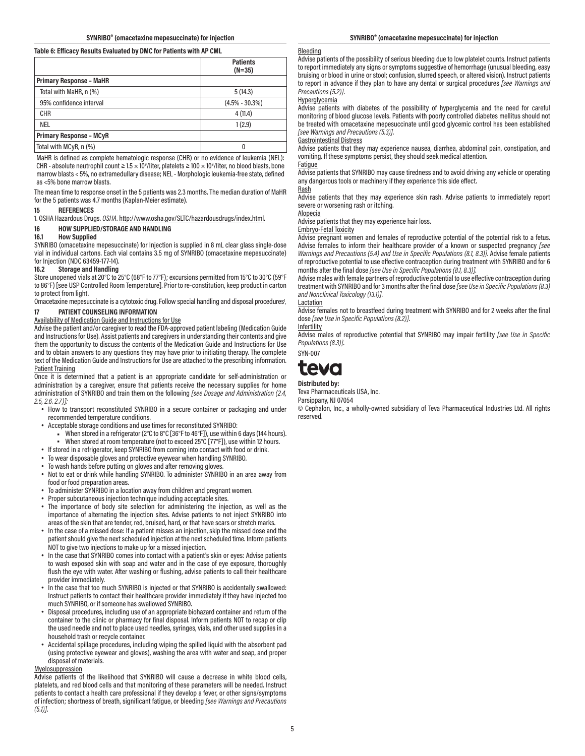**Table 6: Efficacy Results Evaluated by DMC for Patients with AP CML**

| | Patients (N=35) |
|---|---|
| **Primary Response – MaHR** | |
| Total with MaHR, n (%) | 5 (14.3) |
| 95% confidence interval | (4.5% - 30.3%) |
| CHR | 4 (11.4) |
| NEL | 1 (2.9) |
| **Primary Response – MCyR** | |
| Total with MCyR, n (%) | 0 |

MaHR is defined as complete hematologic response (CHR) or no evidence of leukemia (NEL): CHR - absolute neutrophil count ≥ $1.5 \times 10^9$/liter, platelets ≥ $100 \times 10^9$/liter, no blood blasts, bone marrow blasts < 5%, no extramedullary disease; NEL - Morphologic leukemia-free state, defined as <5% bone marrow blasts.

The mean time to response onset in the 5 patients was 2.3 months. The median duration of MaHR for the 5 patients was 4.7 months (Kaplan-Meier estimate).

## 15 REFERENCES

1. OSHA Hazardous Drugs. *OSHA*. http://www.osha.gov/SLTC/hazardousdrugs/index.html.

## 16 HOW SUPPLIED/STORAGE AND HANDLING

### 16.1 How Supplied

SYNRIBO (omacetaxine mepesuccinate) for Injection is supplied in 8 mL clear glass single-dose vial in individual cartons. Each vial contains 3.5 mg of SYNRIBO (omacetaxine mepesuccinate) for Injection (NDC 63459-177-14).

### 16.2 Storage and Handling

Store unopened vials at 20°C to 25°C (68°F to 77°F); excursions permitted from 15°C to 30°C (59°F to 86°F) [see USP Controlled Room Temperature]. Prior to re-constitution, keep product in carton to protect from light.

Omacetaxine mepesuccinate is a cytotoxic drug. Follow special handling and disposal procedures[1].

## 17 PATIENT COUNSELING INFORMATION

Availability of Medication Guide and Instructions for Use

Advise the patient and/or caregiver to read the FDA-approved patient labeling (Medication Guide and Instructions for Use). Assist patients and caregivers in understanding their contents and give them the opportunity to discuss the contents of the Medication Guide and Instructions for Use and to obtain answers to any questions they may have prior to initiating therapy. The complete text of the Medication Guide and Instructions for Use are attached to the prescribing information.

Patient Training

Once it is determined that a patient is an appropriate candidate for self-administration or administration by a caregiver, ensure that patients receive the necessary supplies for home administration of SYNRIBO and train them on the following *[see Dosage and Administration (2.4, 2.5, 2.6, 2.7)]*:

- How to transport reconstituted SYNRIBO in a secure container or packaging and under recommended temperature conditions.
- Acceptable storage conditions and use times for reconstituted SYNRIBO:
  - When stored in a refrigerator (2°C to 8°C [36°F to 46°F]), use within 6 days (144 hours).
  - When stored at room temperature (not to exceed 25°C [77°F]), use within 12 hours.
- If stored in a refrigerator, keep SYNRIBO from coming into contact with food or drink.
- To wear disposable gloves and protective eyewear when handling SYNRIBO.
- To wash hands before putting on gloves and after removing gloves.
- Not to eat or drink while handling SYNRIBO. To administer SYNRIBO in an area away from food or food preparation areas.
- To administer SYNRIBO in a location away from children and pregnant women.
- Proper subcutaneous injection technique including acceptable sites.
- The importance of body site selection for administering the injection, as well as the importance of alternating the injection sites. Advise patients to not inject SYNRIBO into areas of the skin that are tender, red, bruised, hard, or that have scars or stretch marks.
- In the case of a missed dose: If a patient misses an injection, skip the missed dose and the patient should give the next scheduled injection at the next scheduled time. Inform patients NOT to give two injections to make up for a missed injection.
- In the case that SYNRIBO comes into contact with a patient's skin or eyes: Advise patients to wash exposed skin with soap and water and in the case of eye exposure, thoroughly flush the eye with water. After washing or flushing, advise patients to call their healthcare provider immediately.
- In the case that too much SYNRIBO is injected or that SYNRIBO is accidentally swallowed: Instruct patients to contact their healthcare provider immediately if they have injected too much SYNRIBO, or if someone has swallowed SYNRIBO.
- Disposal procedures, including use of an appropriate biohazard container and return of the container to the clinic or pharmacy for final disposal. Inform patients NOT to recap or clip the used needle and not to place used needles, syringes, vials, and other used supplies in a household trash or recycle container.
- Accidental spillage procedures, including wiping the spilled liquid with the absorbent pad (using protective eyewear and gloves), washing the area with water and soap, and proper disposal of materials.

Myelosuppression

Advise patients of the likelihood that SYNRIBO will cause a decrease in white blood cells, platelets, and red blood cells and that monitoring of these parameters will be needed. Instruct patients to contact a health care professional if they develop a fever, or other signs/symptoms of infection; shortness of breath, significant fatigue, or bleeding *[see Warnings and Precautions (5.1)]*.

Bleeding

Advise patients of the possibility of serious bleeding due to low platelet counts. Instruct patients to report immediately any signs or symptoms suggestive of hemorrhage (unusual bleeding, easy bruising or blood in urine or stool; confusion, slurred speech, or altered vision). Instruct patients to report in advance if they plan to have any dental or surgical procedures *[see Warnings and Precautions (5.2)]*.

Hyperglycemia

Advise patients with diabetes of the possibility of hyperglycemia and the need for careful monitoring of blood glucose levels. Patients with poorly controlled diabetes mellitus should not be treated with omacetaxine mepesuccinate until good glycemic control has been established *[see Warnings and Precautions (5.3)]*.

Gastrointestinal Distress

Advise patients that they may experience nausea, diarrhea, abdominal pain, constipation, and vomiting. If these symptoms persist, they should seek medical attention.

Fatigue

Advise patients that SYNRIBO may cause tiredness and to avoid driving any vehicle or operating any dangerous tools or machinery if they experience this side effect.

Rash

Advise patients that they may experience skin rash. Advise patients to immediately report severe or worsening rash or itching.

Alopecia

Advise patients that they may experience hair loss.

Embryo-Fetal Toxicity

Advise pregnant women and females of reproductive potential of the potential risk to a fetus. Advise females to inform their healthcare provider of a known or suspected pregnancy *[see Warnings and Precautions (5.4) and Use in Specific Populations (8.1, 8.3)]*. Advise female patients of reproductive potential to use effective contraception during treatment with SYNRIBO and for 6 months after the final dose *[see Use in Specific Populations (8.1, 8.3)]*.

Advise males with female partners of reproductive potential to use effective contraception during treatment with SYNRIBO and for 3 months after the final dose *[see Use in Specific Populations (8.3) and Nonclinical Toxicology (13.1)]*.

Lactation

Advise females not to breastfeed during treatment with SYNRIBO and for 2 weeks after the final dose *[see Use in Specific Populations (8.2)]*.

Infertility

Advise males of reproductive potential that SYNRIBO may impair fertility *[see Use in Specific Populations (8.3)]*.

SYN-007

teva

**Distributed by:**

Teva Pharmaceuticals USA, Inc.

Parsippany, NJ 07054

© Cephalon, Inc., a wholly-owned subsidiary of Teva Pharmaceutical Industries Ltd. All rights reserved.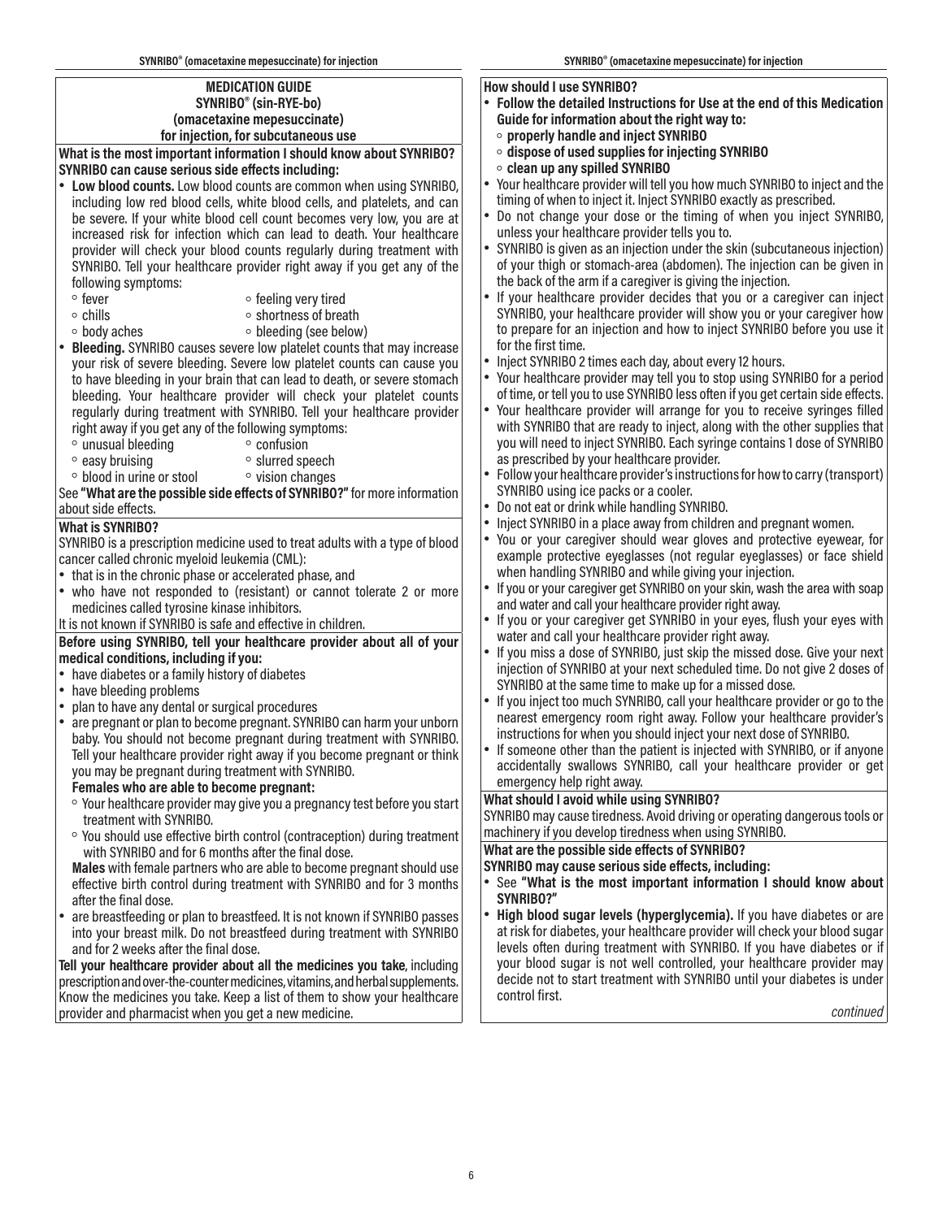# MEDICATION GUIDE
## SYNRIBO® (sin-RYE-bo)
## (omacetaxine mepesuccinate)
## for injection, for subcutaneous use

**What is the most important information I should know about SYNRIBO?**

**SYNRIBO can cause serious side effects including:**

- **Low blood counts.** Low blood counts are common when using SYNRIBO, including low red blood cells, white blood cells, and platelets, and can be severe. If your white blood cell count becomes very low, you are at increased risk for infection which can lead to death. Your healthcare provider will check your blood counts regularly during treatment with SYNRIBO. Tell your healthcare provider right away if you get any of the following symptoms:
  - fever
  - chills
  - body aches
  - feeling very tired
  - shortness of breath
  - bleeding (see below)
- **Bleeding.** SYNRIBO causes severe low platelet counts that may increase your risk of severe bleeding. Severe low platelet counts can cause you to have bleeding in your brain that can lead to death, or severe stomach bleeding. Your healthcare provider will check your platelet counts regularly during treatment with SYNRIBO. Tell your healthcare provider right away if you get any of the following symptoms:
  - unusual bleeding
  - easy bruising
  - blood in urine or stool
  - confusion
  - slurred speech
  - vision changes

See **"What are the possible side effects of SYNRIBO?"** for more information about side effects.

**What is SYNRIBO?**

SYNRIBO is a prescription medicine used to treat adults with a type of blood cancer called chronic myeloid leukemia (CML):

- that is in the chronic phase or accelerated phase, and
- who have not responded to (resistant) or cannot tolerate 2 or more medicines called tyrosine kinase inhibitors.

It is not known if SYNRIBO is safe and effective in children.

**Before using SYNRIBO, tell your healthcare provider about all of your medical conditions, including if you:**

- have diabetes or a family history of diabetes
- have bleeding problems
- plan to have any dental or surgical procedures
- are pregnant or plan to become pregnant. SYNRIBO can harm your unborn baby. You should not become pregnant during treatment with SYNRIBO. Tell your healthcare provider right away if you become pregnant or think you may be pregnant during treatment with SYNRIBO.

  **Females who are able to become pregnant:**
  - Your healthcare provider may give you a pregnancy test before you start treatment with SYNRIBO.
  - You should use effective birth control (contraception) during treatment with SYNRIBO and for 6 months after the final dose.

  **Males** with female partners who are able to become pregnant should use effective birth control during treatment with SYNRIBO and for 3 months after the final dose.
- are breastfeeding or plan to breastfeed. It is not known if SYNRIBO passes into your breast milk. Do not breastfeed during treatment with SYNRIBO and for 2 weeks after the final dose.

**Tell your healthcare provider about all the medicines you take**, including prescription and over-the-counter medicines, vitamins, and herbal supplements. Know the medicines you take. Keep a list of them to show your healthcare provider and pharmacist when you get a new medicine.

**How should I use SYNRIBO?**

- **Follow the detailed Instructions for Use at the end of this Medication Guide for information about the right way to:**
  - **properly handle and inject SYNRIBO**
  - **dispose of used supplies for injecting SYNRIBO**
  - **clean up any spilled SYNRIBO**
- Your healthcare provider will tell you how much SYNRIBO to inject and the timing of when to inject it. Inject SYNRIBO exactly as prescribed.
- Do not change your dose or the timing of when you inject SYNRIBO, unless your healthcare provider tells you to.
- SYNRIBO is given as an injection under the skin (subcutaneous injection) of your thigh or stomach-area (abdomen). The injection can be given in the back of the arm if a caregiver is giving the injection.
- If your healthcare provider decides that you or a caregiver can inject SYNRIBO, your healthcare provider will show you or your caregiver how to prepare for an injection and how to inject SYNRIBO before you use it for the first time.
- Inject SYNRIBO 2 times each day, about every 12 hours.
- Your healthcare provider may tell you to stop using SYNRIBO for a period of time, or tell you to use SYNRIBO less often if you get certain side effects.
- Your healthcare provider will arrange for you to receive syringes filled with SYNRIBO that are ready to inject, along with the other supplies that you will need to inject SYNRIBO. Each syringe contains 1 dose of SYNRIBO as prescribed by your healthcare provider.
- Follow your healthcare provider's instructions for how to carry (transport) SYNRIBO using ice packs or a cooler.
- Do not eat or drink while handling SYNRIBO.
- Inject SYNRIBO in a place away from children and pregnant women.
- You or your caregiver should wear gloves and protective eyewear, for example protective eyeglasses (not regular eyeglasses) or face shield when handling SYNRIBO and while giving your injection.
- If you or your caregiver get SYNRIBO on your skin, wash the area with soap and water and call your healthcare provider right away.
- If you or your caregiver get SYNRIBO in your eyes, flush your eyes with water and call your healthcare provider right away.
- If you miss a dose of SYNRIBO, just skip the missed dose. Give your next injection of SYNRIBO at your next scheduled time. Do not give 2 doses of SYNRIBO at the same time to make up for a missed dose.
- If you inject too much SYNRIBO, call your healthcare provider or go to the nearest emergency room right away. Follow your healthcare provider's instructions for when you should inject your next dose of SYNRIBO.
- If someone other than the patient is injected with SYNRIBO, or if anyone accidentally swallows SYNRIBO, call your healthcare provider or get emergency help right away.

**What should I avoid while using SYNRIBO?**

SYNRIBO may cause tiredness. Avoid driving or operating dangerous tools or machinery if you develop tiredness when using SYNRIBO.

**What are the possible side effects of SYNRIBO?**

**SYNRIBO may cause serious side effects, including:**

- See **"What is the most important information I should know about SYNRIBO?"**
- **High blood sugar levels (hyperglycemia).** If you have diabetes or are at risk for diabetes, your healthcare provider will check your blood sugar levels often during treatment with SYNRIBO. If you have diabetes or if your blood sugar is not well controlled, your healthcare provider may decide not to start treatment with SYNRIBO until your diabetes is under control first.

*continued*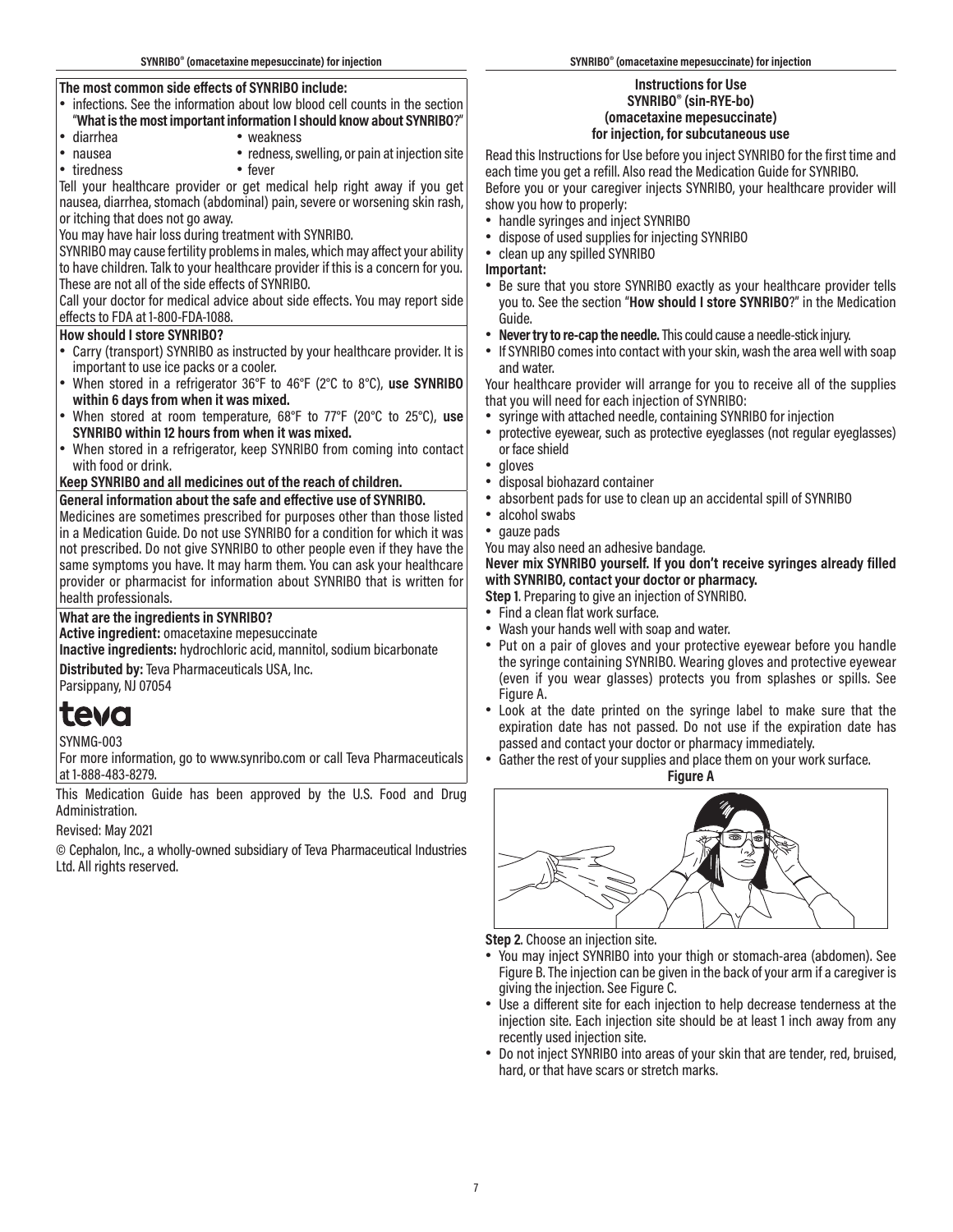**The most common side effects of SYNRIBO include:**

- infections. See the information about low blood cell counts in the section "**What is the most important information I should know about SYNRIBO**?"
- diarrhea
- nausea
- tiredness
- weakness
- redness, swelling, or pain at injection site
- fever

Tell your healthcare provider or get medical help right away if you get nausea, diarrhea, stomach (abdominal) pain, severe or worsening skin rash, or itching that does not go away.

You may have hair loss during treatment with SYNRIBO.

SYNRIBO may cause fertility problems in males, which may affect your ability to have children. Talk to your healthcare provider if this is a concern for you.

These are not all of the side effects of SYNRIBO.

Call your doctor for medical advice about side effects. You may report side effects to FDA at 1-800-FDA-1088.

**How should I store SYNRIBO?**

- Carry (transport) SYNRIBO as instructed by your healthcare provider. It is important to use ice packs or a cooler.
- When stored in a refrigerator 36°F to 46°F (2°C to 8°C), **use SYNRIBO within 6 days from when it was mixed.**
- When stored at room temperature, 68°F to 77°F (20°C to 25°C), **use SYNRIBO within 12 hours from when it was mixed.**
- When stored in a refrigerator, keep SYNRIBO from coming into contact with food or drink.

**Keep SYNRIBO and all medicines out of the reach of children.**

**General information about the safe and effective use of SYNRIBO.**

Medicines are sometimes prescribed for purposes other than those listed in a Medication Guide. Do not use SYNRIBO for a condition for which it was not prescribed. Do not give SYNRIBO to other people even if they have the same symptoms you have. It may harm them. You can ask your healthcare provider or pharmacist for information about SYNRIBO that is written for health professionals.

**What are the ingredients in SYNRIBO?**

**Active ingredient:** omacetaxine mepesuccinate

**Inactive ingredients:** hydrochloric acid, mannitol, sodium bicarbonate

**Distributed by:** Teva Pharmaceuticals USA, Inc.
Parsippany, NJ 07054

teva

SYNMG-003

For more information, go to www.synribo.com or call Teva Pharmaceuticals at 1-888-483-8279.

This Medication Guide has been approved by the U.S. Food and Drug Administration.

Revised: May 2021

© Cephalon, Inc., a wholly-owned subsidiary of Teva Pharmaceutical Industries Ltd. All rights reserved.

## Instructions for Use
## SYNRIBO® (sin-RYE-bo)
## (omacetaxine mepesuccinate)
## for injection, for subcutaneous use

Read this Instructions for Use before you inject SYNRIBO for the first time and each time you get a refill. Also read the Medication Guide for SYNRIBO.

Before you or your caregiver injects SYNRIBO, your healthcare provider will show you how to properly:

- handle syringes and inject SYNRIBO
- dispose of used supplies for injecting SYNRIBO
- clean up any spilled SYNRIBO

**Important:**

- Be sure that you store SYNRIBO exactly as your healthcare provider tells you to. See the section "**How should I store SYNRIBO**?" in the Medication Guide.
- **Never try to re-cap the needle.** This could cause a needle-stick injury.
- If SYNRIBO comes into contact with your skin, wash the area well with soap and water.

Your healthcare provider will arrange for you to receive all of the supplies that you will need for each injection of SYNRIBO:

- syringe with attached needle, containing SYNRIBO for injection
- protective eyewear, such as protective eyeglasses (not regular eyeglasses) or face shield
- gloves
- disposal biohazard container
- absorbent pads for use to clean up an accidental spill of SYNRIBO
- alcohol swabs
- gauze pads

You may also need an adhesive bandage.

**Never mix SYNRIBO yourself. If you don't receive syringes already filled with SYNRIBO, contact your doctor or pharmacy.**

**Step 1**. Preparing to give an injection of SYNRIBO.

- Find a clean flat work surface.
- Wash your hands well with soap and water.
- Put on a pair of gloves and your protective eyewear before you handle the syringe containing SYNRIBO. Wearing gloves and protective eyewear (even if you wear glasses) protects you from splashes or spills. See Figure A.
- Look at the date printed on the syringe label to make sure that the expiration date has not passed. Do not use if the expiration date has passed and contact your doctor or pharmacy immediately.
- Gather the rest of your supplies and place them on your work surface.

**Figure A**

**Step 2**. Choose an injection site.

- You may inject SYNRIBO into your thigh or stomach-area (abdomen). See Figure B. The injection can be given in the back of your arm if a caregiver is giving the injection. See Figure C.
- Use a different site for each injection to help decrease tenderness at the injection site. Each injection site should be at least 1 inch away from any recently used injection site.
- Do not inject SYNRIBO into areas of your skin that are tender, red, bruised, hard, or that have scars or stretch marks.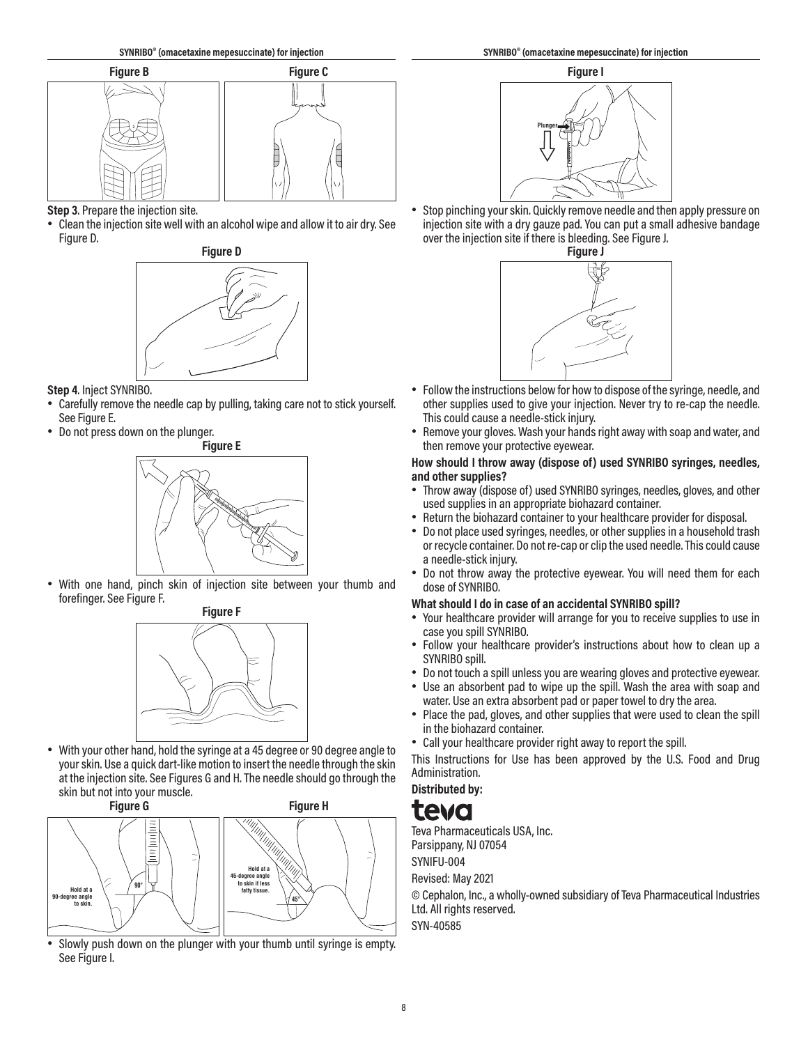**Figure B**

**Figure C**

**Step 3**. Prepare the injection site.

- Clean the injection site well with an alcohol wipe and allow it to air dry. See Figure D.

**Figure D**

**Step 4**. Inject SYNRIBO.

- Carefully remove the needle cap by pulling, taking care not to stick yourself. See Figure E.
- Do not press down on the plunger.

**Figure E**

- With one hand, pinch skin of injection site between your thumb and forefinger. See Figure F.

**Figure F**

- With your other hand, hold the syringe at a 45 degree or 90 degree angle to your skin. Use a quick dart-like motion to insert the needle through the skin at the injection site. See Figures G and H. The needle should go through the skin but not into your muscle.

**Figure G**

Hold at a 90-degree angle to skin.

90°

**Figure H**

Hold at a 45-degree angle to skin if less fatty tissue.

45°

- Slowly push down on the plunger with your thumb until syringe is empty. See Figure I.

**Figure I**

Plunger

- Stop pinching your skin. Quickly remove needle and then apply pressure on injection site with a dry gauze pad. You can put a small adhesive bandage over the injection site if there is bleeding. See Figure J.

**Figure J**

- Follow the instructions below for how to dispose of the syringe, needle, and other supplies used to give your injection. Never try to re-cap the needle. This could cause a needle-stick injury.
- Remove your gloves. Wash your hands right away with soap and water, and then remove your protective eyewear.

**How should I throw away (dispose of) used SYNRIBO syringes, needles, and other supplies?**

- Throw away (dispose of) used SYNRIBO syringes, needles, gloves, and other used supplies in an appropriate biohazard container.
- Return the biohazard container to your healthcare provider for disposal.
- Do not place used syringes, needles, or other supplies in a household trash or recycle container. Do not re-cap or clip the used needle. This could cause a needle-stick injury.
- Do not throw away the protective eyewear. You will need them for each dose of SYNRIBO.

**What should I do in case of an accidental SYNRIBO spill?**

- Your healthcare provider will arrange for you to receive supplies to use in case you spill SYNRIBO.
- Follow your healthcare provider's instructions about how to clean up a SYNRIBO spill.
- Do not touch a spill unless you are wearing gloves and protective eyewear.
- Use an absorbent pad to wipe up the spill. Wash the area with soap and water. Use an extra absorbent pad or paper towel to dry the area.
- Place the pad, gloves, and other supplies that were used to clean the spill in the biohazard container.
- Call your healthcare provider right away to report the spill.

This Instructions for Use has been approved by the U.S. Food and Drug Administration.

**Distributed by:**

teva

Teva Pharmaceuticals USA, Inc.
Parsippany, NJ 07054

SYNIFU-004

Revised: May 2021

© Cephalon, Inc., a wholly-owned subsidiary of Teva Pharmaceutical Industries Ltd. All rights reserved.

SYN-40585